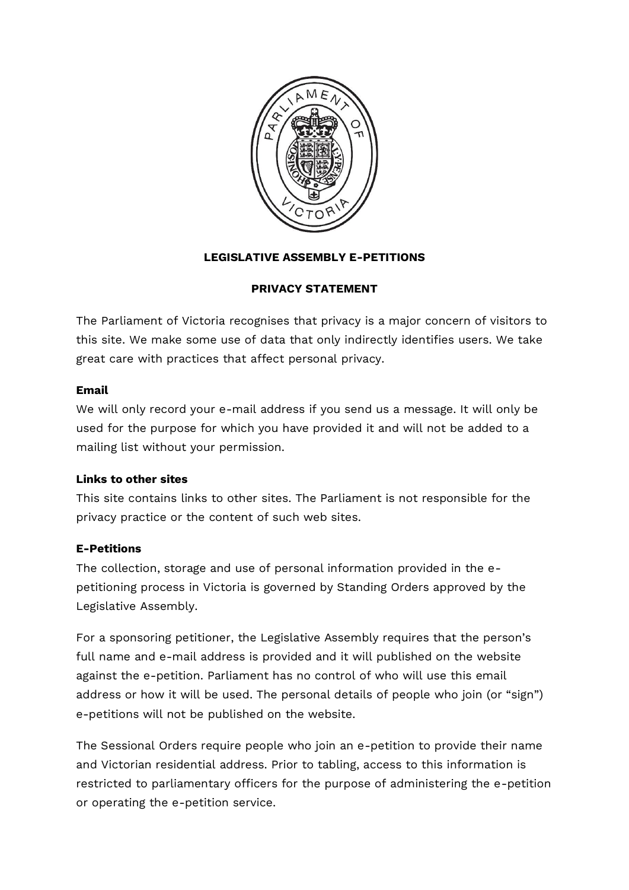**LEGISLATIVE ASSEMBLY E-PETITIONS**

**PRIVACY STATEMENT**

The Parliament of Victoria recognises that privacy is a major concern of visitors to this site. We make some use of data that only indirectly identifies users. We take great care with practices that affect personal privacy.

**Email**

We will only record your e-mail address if you send us a message. It will only be used for the purpose for which you have provided it and will not be added to a mailing list without your permission.

**Links to other sites**

This site contains links to other sites. The Parliament is not responsible for the privacy practice or the content of such web sites.

**E-Petitions**

The collection, storage and use of personal information provided in the e-petitioning process in Victoria is governed by Standing Orders approved by the Legislative Assembly.

For a sponsoring petitioner, the Legislative Assembly requires that the person's full name and e-mail address is provided and it will published on the website against the e-petition. Parliament has no control of who will use this email address or how it will be used. The personal details of people who join (or "sign") e-petitions will not be published on the website.

The Sessional Orders require people who join an e-petition to provide their name and Victorian residential address. Prior to tabling, access to this information is restricted to parliamentary officers for the purpose of administering the e-petition or operating the e-petition service.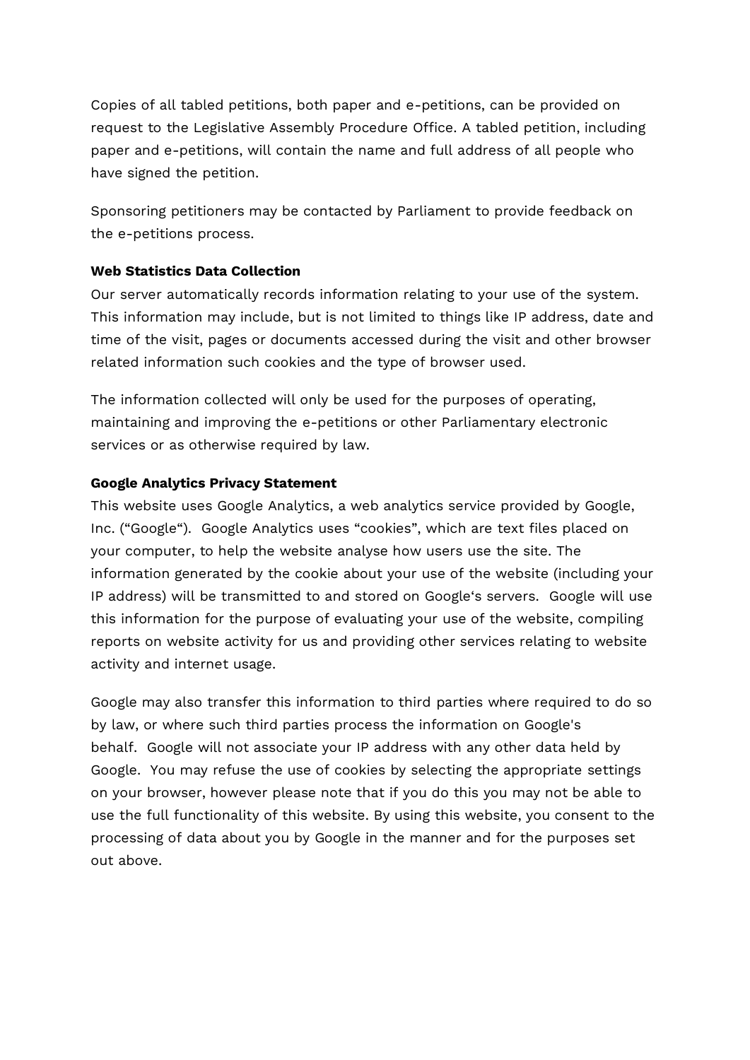Copies of all tabled petitions, both paper and e-petitions, can be provided on request to the Legislative Assembly Procedure Office. A tabled petition, including paper and e-petitions, will contain the name and full address of all people who have signed the petition.

Sponsoring petitioners may be contacted by Parliament to provide feedback on the e-petitions process.

**Web Statistics Data Collection**

Our server automatically records information relating to your use of the system. This information may include, but is not limited to things like IP address, date and time of the visit, pages or documents accessed during the visit and other browser related information such cookies and the type of browser used.

The information collected will only be used for the purposes of operating, maintaining and improving the e-petitions or other Parliamentary electronic services or as otherwise required by law.

**Google Analytics Privacy Statement**

This website uses Google Analytics, a web analytics service provided by Google, Inc. ("Google"). Google Analytics uses "cookies", which are text files placed on your computer, to help the website analyse how users use the site. The information generated by the cookie about your use of the website (including your IP address) will be transmitted to and stored on Google's servers. Google will use this information for the purpose of evaluating your use of the website, compiling reports on website activity for us and providing other services relating to website activity and internet usage.

Google may also transfer this information to third parties where required to do so by law, or where such third parties process the information on Google's behalf. Google will not associate your IP address with any other data held by Google. You may refuse the use of cookies by selecting the appropriate settings on your browser, however please note that if you do this you may not be able to use the full functionality of this website. By using this website, you consent to the processing of data about you by Google in the manner and for the purposes set out above.